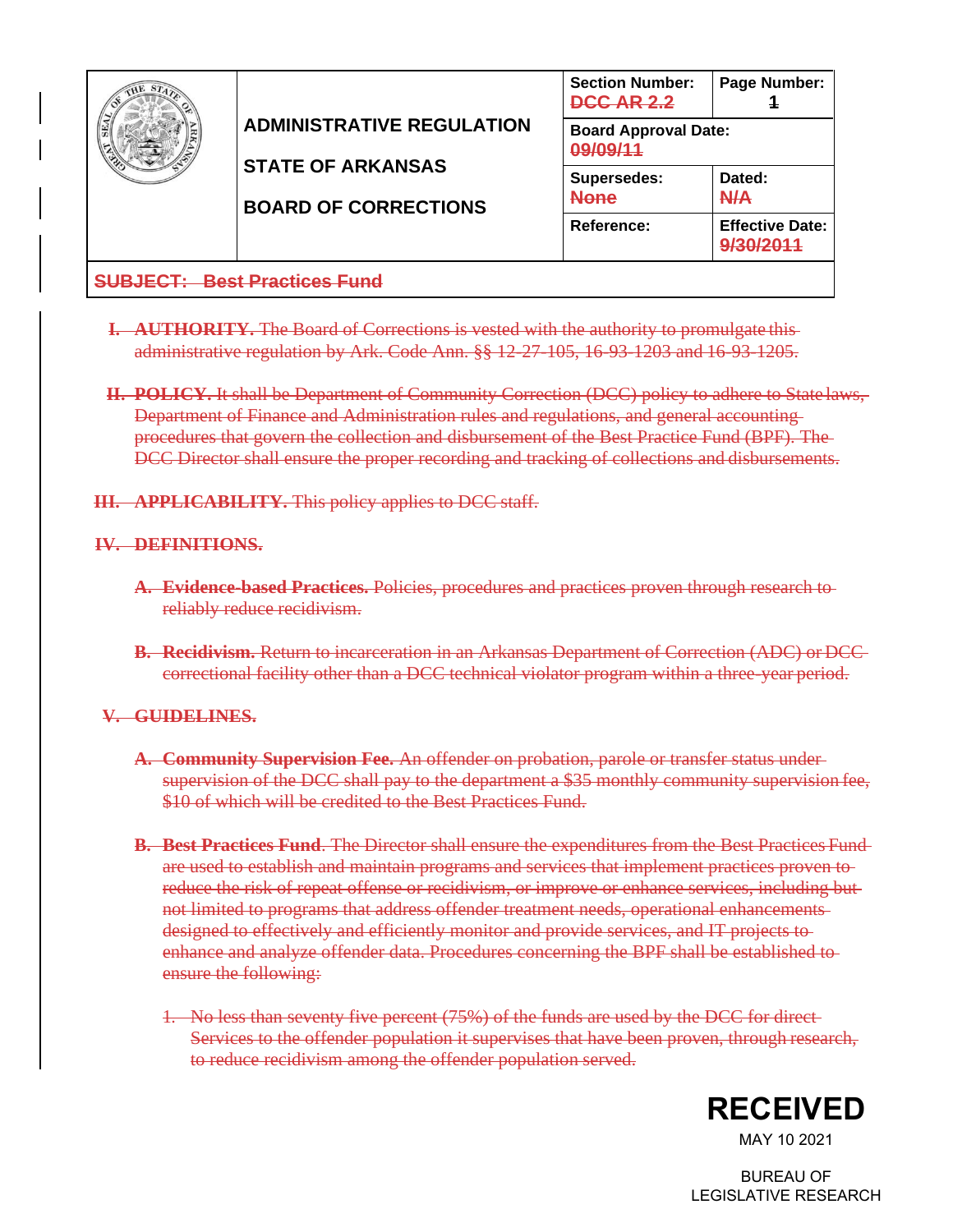| | ADMINISTRATIVE REGULATION<br><br>STATE OF ARKANSAS<br><br>BOARD OF CORRECTIONS | Section Number: ~~DCC AR 2.2~~ | Page Number: ~~1~~ |
|---|---|---|---|
| | | Board Approval Date: ~~09/09/11~~ | |
| | | Supersedes: ~~None~~ | Dated: ~~N/A~~ |
| | | Reference: | Effective Date: ~~9/30/2011~~ |

**~~SUBJECT: Best Practices Fund~~**

~~**I. AUTHORITY.** The Board of Corrections is vested with the authority to promulgate this administrative regulation by Ark. Code Ann. §§ 12-27-105, 16-93-1203 and 16-93-1205.~~

~~**II. POLICY.** It shall be Department of Community Correction (DCC) policy to adhere to State laws, Department of Finance and Administration rules and regulations, and general accounting procedures that govern the collection and disbursement of the Best Practice Fund (BPF). The DCC Director shall ensure the proper recording and tracking of collections and disbursements.~~

~~**III. APPLICABILITY.** This policy applies to DCC staff.~~

~~**IV. DEFINITIONS.**~~

~~**A. Evidence-based Practices.** Policies, procedures and practices proven through research to reliably reduce recidivism.~~

~~**B. Recidivism.** Return to incarceration in an Arkansas Department of Correction (ADC) or DCC correctional facility other than a DCC technical violator program within a three-year period.~~

~~**V. GUIDELINES.**~~

~~**A. Community Supervision Fee.** An offender on probation, parole or transfer status under supervision of the DCC shall pay to the department a $35 monthly community supervision fee, $10 of which will be credited to the Best Practices Fund.~~

~~**B. Best Practices Fund**. The Director shall ensure the expenditures from the Best Practices Fund are used to establish and maintain programs and services that implement practices proven to reduce the risk of repeat offense or recidivism, or improve or enhance services, including but not limited to programs that address offender treatment needs, operational enhancements designed to effectively and efficiently monitor and provide services, and IT projects to enhance and analyze offender data. Procedures concerning the BPF shall be established to ensure the following:~~

~~1. No less than seventy five percent (75%) of the funds are used by the DCC for direct Services to the offender population it supervises that have been proven, through research, to reduce recidivism among the offender population served.~~

**RECEIVED**

MAY 10 2021

BUREAU OF LEGISLATIVE RESEARCH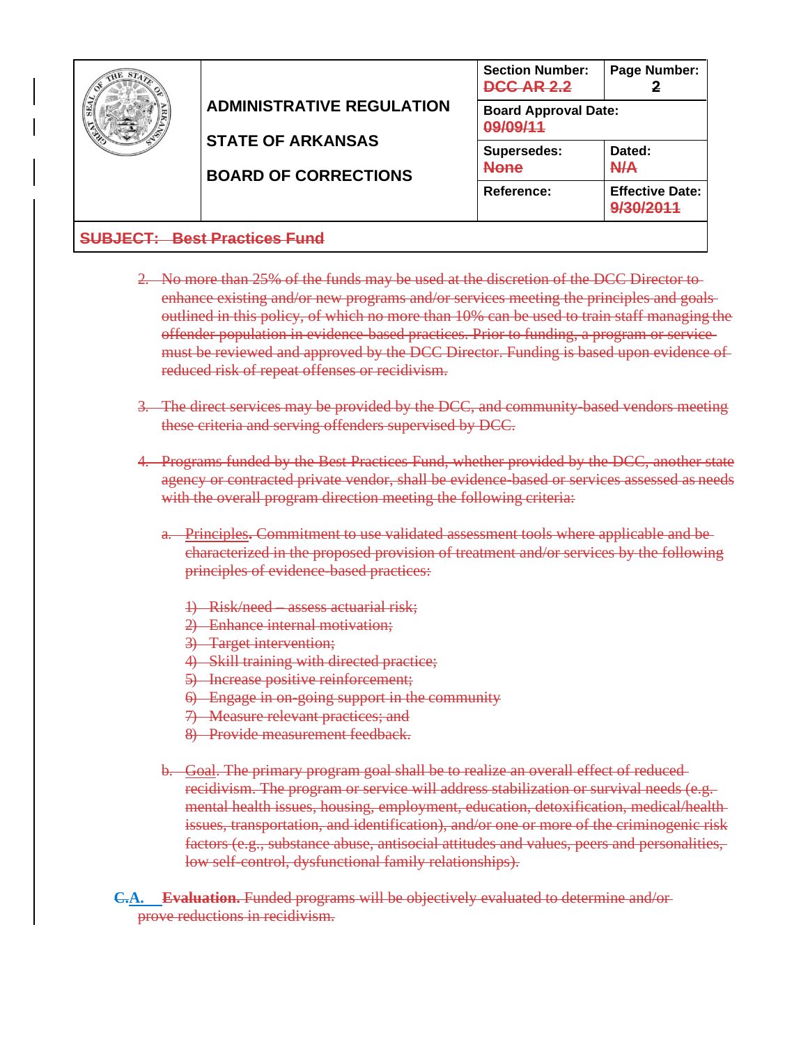| | ADMINISTRATIVE REGULATION<br>STATE OF ARKANSAS<br>BOARD OF CORRECTIONS | Section Number: DCC AR 2.2 | Page Number: 2 |
|---|---|---|---|
| | | Board Approval Date: 09/09/11 | |
| | | Supersedes: None | Dated: N/A |
| | | Reference: | Effective Date: 9/30/2011 |

**SUBJECT: Best Practices Fund**

2. No more than 25% of the funds may be used at the discretion of the DCC Director to enhance existing and/or new programs and/or services meeting the principles and goals outlined in this policy, of which no more than 10% can be used to train staff managing the offender population in evidence-based practices. Prior to funding, a program or service must be reviewed and approved by the DCC Director. Funding is based upon evidence of reduced risk of repeat offenses or recidivism.

3. The direct services may be provided by the DCC, and community-based vendors meeting these criteria and serving offenders supervised by DCC.

4. Programs funded by the Best Practices Fund, whether provided by the DCC, another state agency or contracted private vendor, shall be evidence-based or services assessed as needs with the overall program direction meeting the following criteria:

   a. Principles. Commitment to use validated assessment tools where applicable and be characterized in the proposed provision of treatment and/or services by the following principles of evidence-based practices:

      1) Risk/need – assess actuarial risk;
      2) Enhance internal motivation;
      3) Target intervention;
      4) Skill training with directed practice;
      5) Increase positive reinforcement;
      6) Engage in on-going support in the community
      7) Measure relevant practices; and
      8) Provide measurement feedback.

   b. Goal. The primary program goal shall be to realize an overall effect of reduced recidivism. The program or service will address stabilization or survival needs (e.g. mental health issues, housing, employment, education, detoxification, medical/health issues, transportation, and identification), and/or one or more of the criminogenic risk factors (e.g., substance abuse, antisocial attitudes and values, peers and personalities, low self-control, dysfunctional family relationships).

C.A. **Evaluation.** Funded programs will be objectively evaluated to determine and/or prove reductions in recidivism.